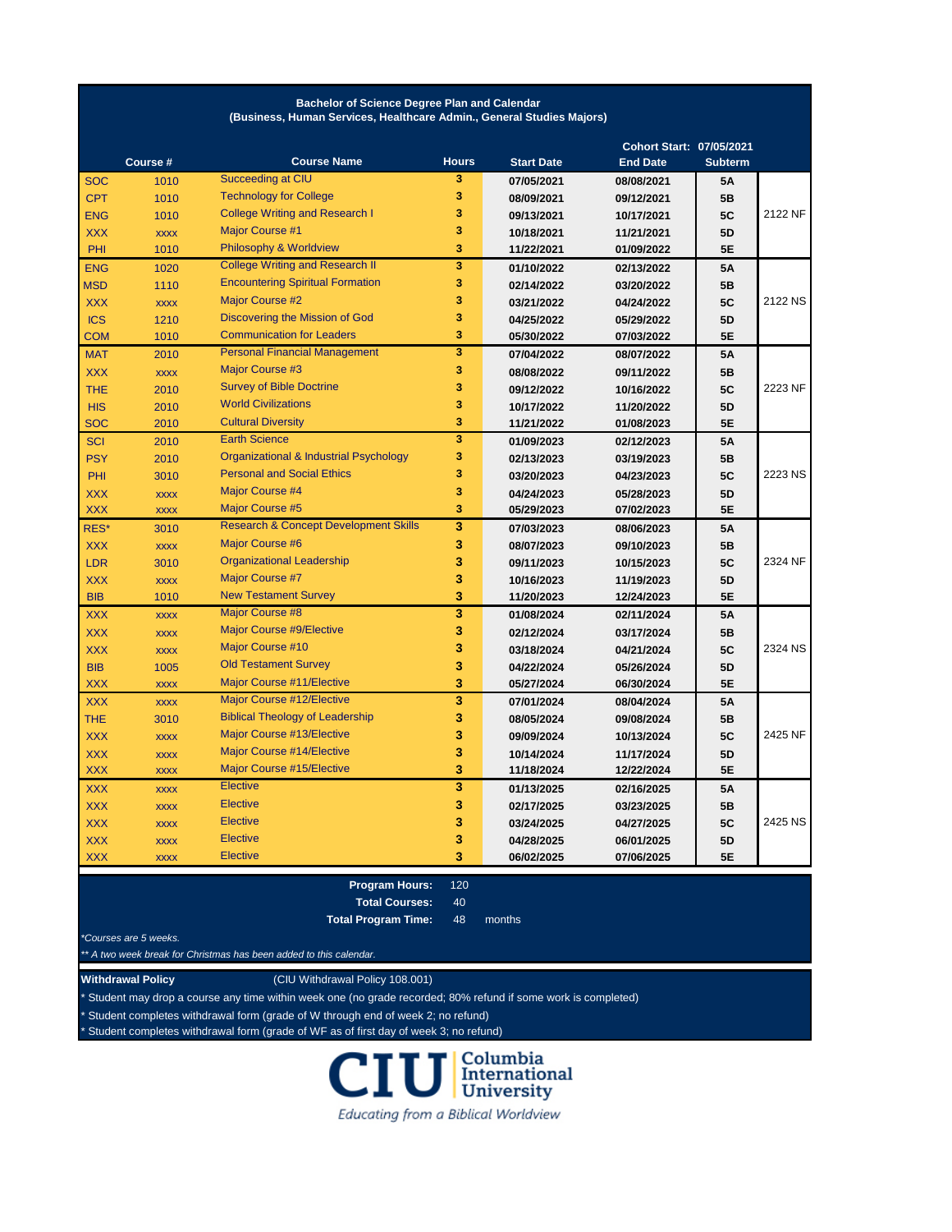## Bachelor of Science Degree Plan and Calendar
### (Business, Human Services, Healthcare Admin., General Studies Majors)

**Cohort Start: 07/05/2021**

| | Course # | Course Name | Hours | Start Date | End Date | Subterm | |
|---|---|---|---|---|---|---|---|
| SOC | 1010 | Succeeding at CIU | 3 | 07/05/2021 | 08/08/2021 | 5A | 2122 NF |
| CPT | 1010 | Technology for College | 3 | 08/09/2021 | 09/12/2021 | 5B | |
| ENG | 1010 | College Writing and Research I | 3 | 09/13/2021 | 10/17/2021 | 5C | |
| XXX | xxxx | Major Course #1 | 3 | 10/18/2021 | 11/21/2021 | 5D | |
| PHI | 1010 | Philosophy & Worldview | 3 | 11/22/2021 | 01/09/2022 | 5E | |
| ENG | 1020 | College Writing and Research II | 3 | 01/10/2022 | 02/13/2022 | 5A | 2122 NS |
| MSD | 1110 | Encountering Spiritual Formation | 3 | 02/14/2022 | 03/20/2022 | 5B | |
| XXX | xxxx | Major Course #2 | 3 | 03/21/2022 | 04/24/2022 | 5C | |
| ICS | 1210 | Discovering the Mission of God | 3 | 04/25/2022 | 05/29/2022 | 5D | |
| COM | 1010 | Communication for Leaders | 3 | 05/30/2022 | 07/03/2022 | 5E | |
| MAT | 2010 | Personal Financial Management | 3 | 07/04/2022 | 08/07/2022 | 5A | 2223 NF |
| XXX | xxxx | Major Course #3 | 3 | 08/08/2022 | 09/11/2022 | 5B | |
| THE | 2010 | Survey of Bible Doctrine | 3 | 09/12/2022 | 10/16/2022 | 5C | |
| HIS | 2010 | World Civilizations | 3 | 10/17/2022 | 11/20/2022 | 5D | |
| SOC | 2010 | Cultural Diversity | 3 | 11/21/2022 | 01/08/2023 | 5E | |
| SCI | 2010 | Earth Science | 3 | 01/09/2023 | 02/12/2023 | 5A | 2223 NS |
| PSY | 2010 | Organizational & Industrial Psychology | 3 | 02/13/2023 | 03/19/2023 | 5B | |
| PHI | 3010 | Personal and Social Ethics | 3 | 03/20/2023 | 04/23/2023 | 5C | |
| XXX | xxxx | Major Course #4 | 3 | 04/24/2023 | 05/28/2023 | 5D | |
| XXX | xxxx | Major Course #5 | 3 | 05/29/2023 | 07/02/2023 | 5E | |
| RES* | 3010 | Research & Concept Development Skills | 3 | 07/03/2023 | 08/06/2023 | 5A | 2324 NF |
| XXX | xxxx | Major Course #6 | 3 | 08/07/2023 | 09/10/2023 | 5B | |
| LDR | 3010 | Organizational Leadership | 3 | 09/11/2023 | 10/15/2023 | 5C | |
| XXX | xxxx | Major Course #7 | 3 | 10/16/2023 | 11/19/2023 | 5D | |
| BIB | 1010 | New Testament Survey | 3 | 11/20/2023 | 12/24/2023 | 5E | |
| XXX | xxxx | Major Course #8 | 3 | 01/08/2024 | 02/11/2024 | 5A | 2324 NS |
| XXX | xxxx | Major Course #9/Elective | 3 | 02/12/2024 | 03/17/2024 | 5B | |
| XXX | xxxx | Major Course #10 | 3 | 03/18/2024 | 04/21/2024 | 5C | |
| BIB | 1005 | Old Testament Survey | 3 | 04/22/2024 | 05/26/2024 | 5D | |
| XXX | xxxx | Major Course #11/Elective | 3 | 05/27/2024 | 06/30/2024 | 5E | |
| XXX | xxxx | Major Course #12/Elective | 3 | 07/01/2024 | 08/04/2024 | 5A | 2425 NF |
| THE | 3010 | Biblical Theology of Leadership | 3 | 08/05/2024 | 09/08/2024 | 5B | |
| XXX | xxxx | Major Course #13/Elective | 3 | 09/09/2024 | 10/13/2024 | 5C | |
| XXX | xxxx | Major Course #14/Elective | 3 | 10/14/2024 | 11/17/2024 | 5D | |
| XXX | xxxx | Major Course #15/Elective | 3 | 11/18/2024 | 12/22/2024 | 5E | |
| XXX | xxxx | Elective | 3 | 01/13/2025 | 02/16/2025 | 5A | 2425 NS |
| XXX | xxxx | Elective | 3 | 02/17/2025 | 03/23/2025 | 5B | |
| XXX | xxxx | Elective | 3 | 03/24/2025 | 04/27/2025 | 5C | |
| XXX | xxxx | Elective | 3 | 04/28/2025 | 06/01/2025 | 5D | |
| XXX | xxxx | Elective | 3 | 06/02/2025 | 07/06/2025 | 5E | |

**Program Hours:** 120
**Total Courses:** 40
**Total Program Time:** 48 months

*\*Courses are 5 weeks.*

*\*\* A two week break for Christmas has been added to this calendar.*

**Withdrawal Policy** (CIU Withdrawal Policy 108.001)

* Student may drop a course any time within week one (no grade recorded; 80% refund if some work is completed)
* Student completes withdrawal form (grade of W through end of week 2; no refund)
* Student completes withdrawal form (grade of WF as of first day of week 3; no refund)

CIU Columbia International University

Educating from a Biblical Worldview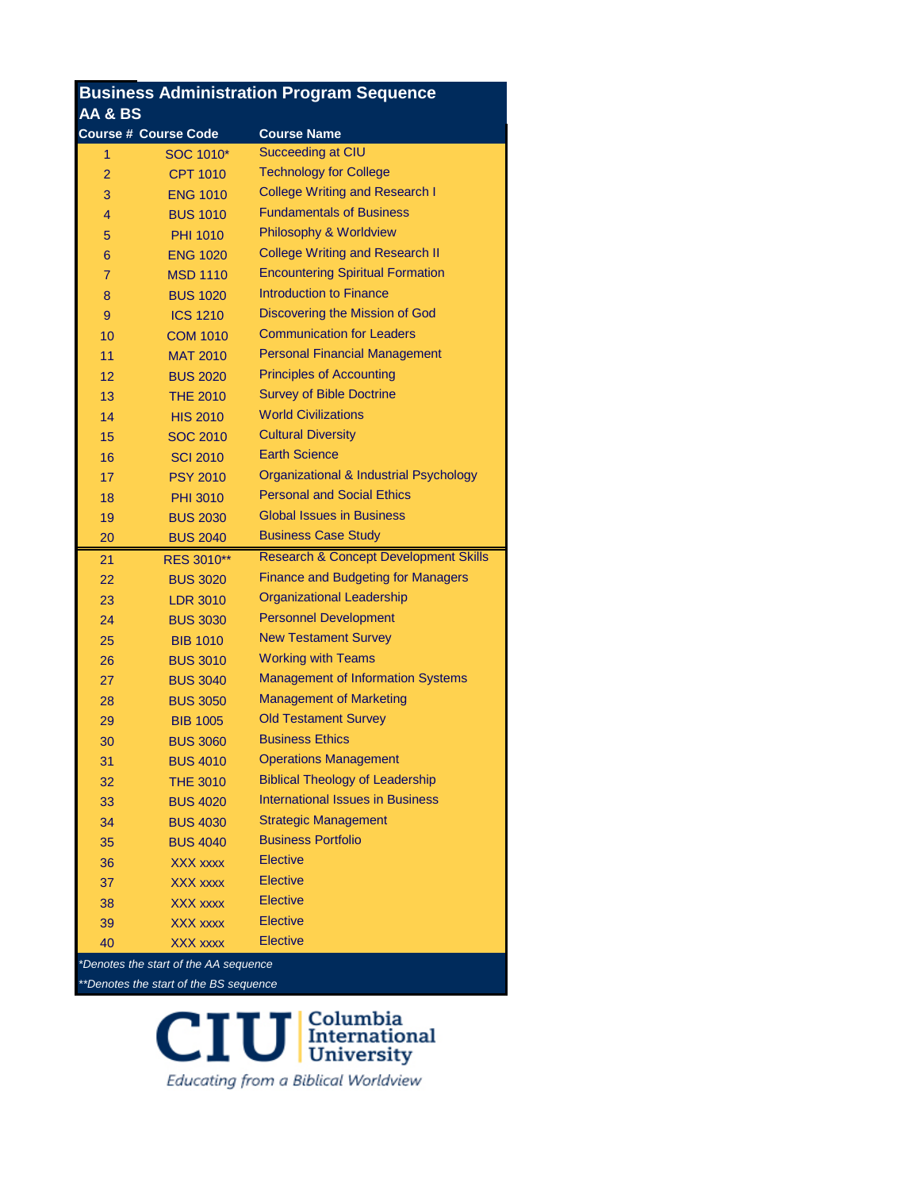## Business Administration Program Sequence
### AA & BS

| Course # | Course Code | Course Name |
|---|---|---|
| 1 | SOC 1010* | Succeeding at CIU |
| 2 | CPT 1010 | Technology for College |
| 3 | ENG 1010 | College Writing and Research I |
| 4 | BUS 1010 | Fundamentals of Business |
| 5 | PHI 1010 | Philosophy & Worldview |
| 6 | ENG 1020 | College Writing and Research II |
| 7 | MSD 1110 | Encountering Spiritual Formation |
| 8 | BUS 1020 | Introduction to Finance |
| 9 | ICS 1210 | Discovering the Mission of God |
| 10 | COM 1010 | Communication for Leaders |
| 11 | MAT 2010 | Personal Financial Management |
| 12 | BUS 2020 | Principles of Accounting |
| 13 | THE 2010 | Survey of Bible Doctrine |
| 14 | HIS 2010 | World Civilizations |
| 15 | SOC 2010 | Cultural Diversity |
| 16 | SCI 2010 | Earth Science |
| 17 | PSY 2010 | Organizational & Industrial Psychology |
| 18 | PHI 3010 | Personal and Social Ethics |
| 19 | BUS 2030 | Global Issues in Business |
| 20 | BUS 2040 | Business Case Study |
| 21 | RES 3010** | Research & Concept Development Skills |
| 22 | BUS 3020 | Finance and Budgeting for Managers |
| 23 | LDR 3010 | Organizational Leadership |
| 24 | BUS 3030 | Personnel Development |
| 25 | BIB 1010 | New Testament Survey |
| 26 | BUS 3010 | Working with Teams |
| 27 | BUS 3040 | Management of Information Systems |
| 28 | BUS 3050 | Management of Marketing |
| 29 | BIB 1005 | Old Testament Survey |
| 30 | BUS 3060 | Business Ethics |
| 31 | BUS 4010 | Operations Management |
| 32 | THE 3010 | Biblical Theology of Leadership |
| 33 | BUS 4020 | International Issues in Business |
| 34 | BUS 4030 | Strategic Management |
| 35 | BUS 4040 | Business Portfolio |
| 36 | XXX xxxx | Elective |
| 37 | XXX xxxx | Elective |
| 38 | XXX xxxx | Elective |
| 39 | XXX xxxx | Elective |
| 40 | XXX xxxx | Elective |

*\*Denotes the start of the AA sequence*

*\*\*Denotes the start of the BS sequence*

CIU Columbia International University

*Educating from a Biblical Worldview*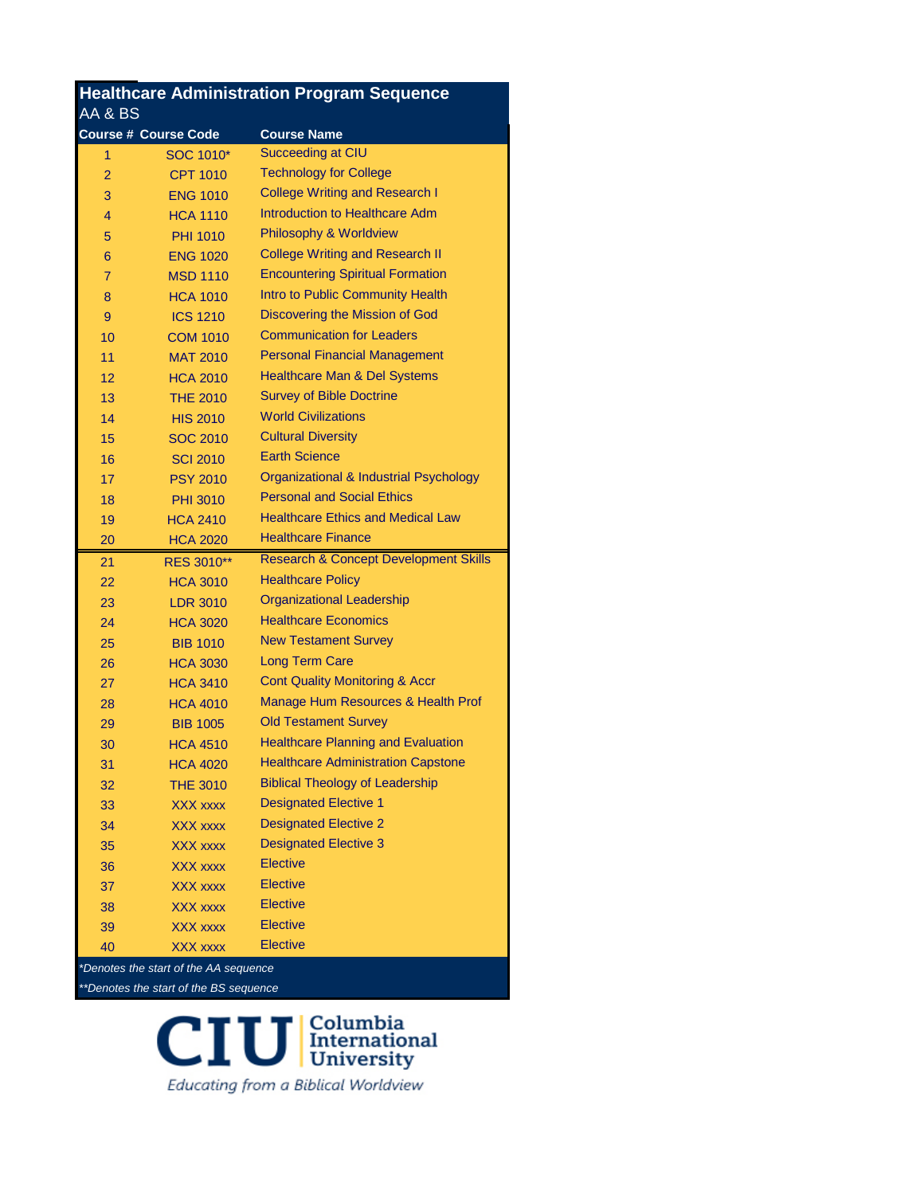## Healthcare Administration Program Sequence

AA & BS

| Course # | Course Code | Course Name |
|---|---|---|
| 1 | SOC 1010* | Succeeding at CIU |
| 2 | CPT 1010 | Technology for College |
| 3 | ENG 1010 | College Writing and Research I |
| 4 | HCA 1110 | Introduction to Healthcare Adm |
| 5 | PHI 1010 | Philosophy & Worldview |
| 6 | ENG 1020 | College Writing and Research II |
| 7 | MSD 1110 | Encountering Spiritual Formation |
| 8 | HCA 1010 | Intro to Public Community Health |
| 9 | ICS 1210 | Discovering the Mission of God |
| 10 | COM 1010 | Communication for Leaders |
| 11 | MAT 2010 | Personal Financial Management |
| 12 | HCA 2010 | Healthcare Man & Del Systems |
| 13 | THE 2010 | Survey of Bible Doctrine |
| 14 | HIS 2010 | World Civilizations |
| 15 | SOC 2010 | Cultural Diversity |
| 16 | SCI 2010 | Earth Science |
| 17 | PSY 2010 | Organizational & Industrial Psychology |
| 18 | PHI 3010 | Personal and Social Ethics |
| 19 | HCA 2410 | Healthcare Ethics and Medical Law |
| 20 | HCA 2020 | Healthcare Finance |
| 21 | RES 3010** | Research & Concept Development Skills |
| 22 | HCA 3010 | Healthcare Policy |
| 23 | LDR 3010 | Organizational Leadership |
| 24 | HCA 3020 | Healthcare Economics |
| 25 | BIB 1010 | New Testament Survey |
| 26 | HCA 3030 | Long Term Care |
| 27 | HCA 3410 | Cont Quality Monitoring & Accr |
| 28 | HCA 4010 | Manage Hum Resources & Health Prof |
| 29 | BIB 1005 | Old Testament Survey |
| 30 | HCA 4510 | Healthcare Planning and Evaluation |
| 31 | HCA 4020 | Healthcare Administration Capstone |
| 32 | THE 3010 | Biblical Theology of Leadership |
| 33 | XXX xxxx | Designated Elective 1 |
| 34 | XXX xxxx | Designated Elective 2 |
| 35 | XXX xxxx | Designated Elective 3 |
| 36 | XXX xxxx | Elective |
| 37 | XXX xxxx | Elective |
| 38 | XXX xxxx | Elective |
| 39 | XXX xxxx | Elective |
| 40 | XXX xxxx | Elective |

*\*Denotes the start of the AA sequence*

*\*\*Denotes the start of the BS sequence*

CIU Columbia International University

*Educating from a Biblical Worldview*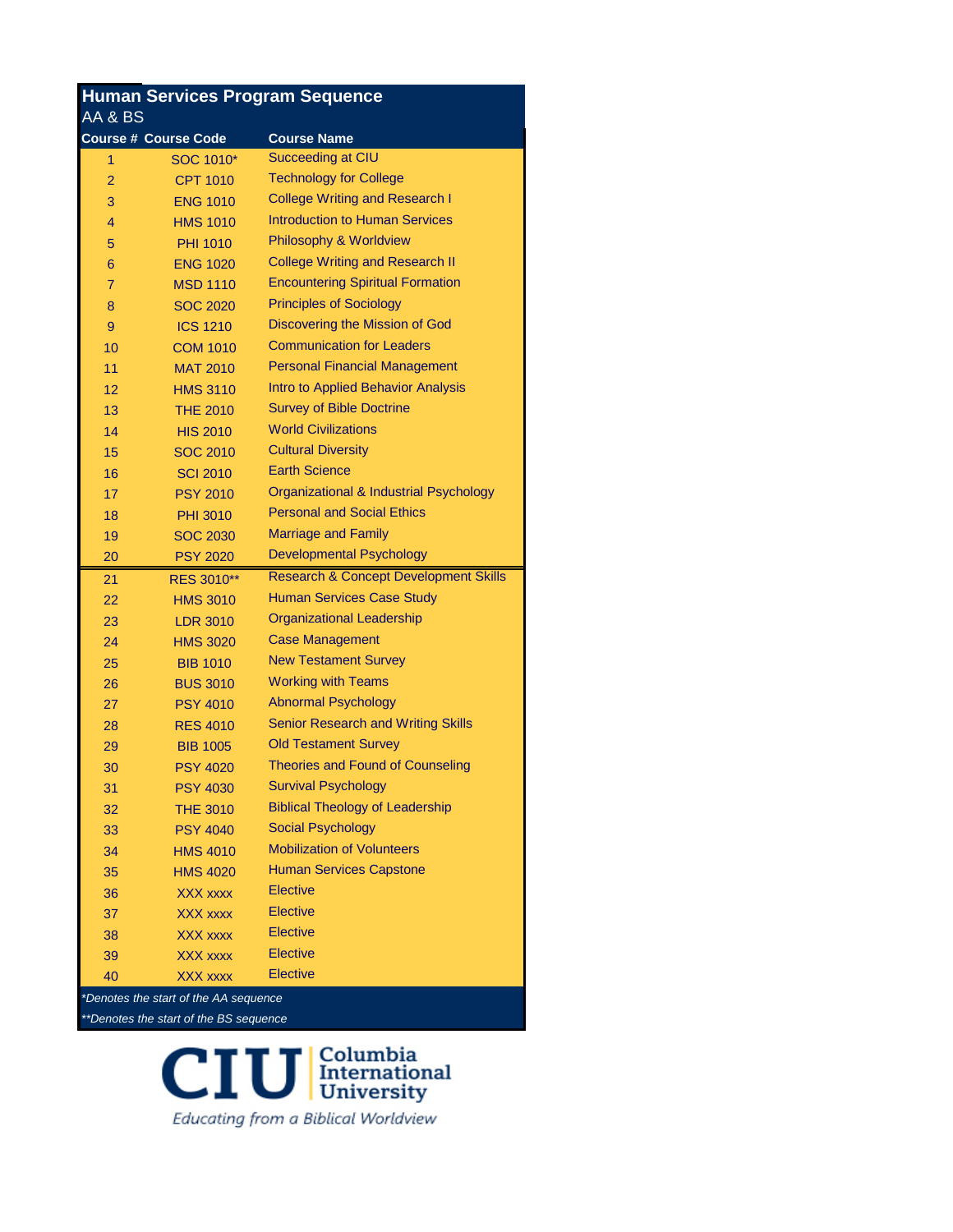## Human Services Program Sequence

AA & BS

| Course # | Course Code | Course Name |
|---|---|---|
| 1 | SOC 1010* | Succeeding at CIU |
| 2 | CPT 1010 | Technology for College |
| 3 | ENG 1010 | College Writing and Research I |
| 4 | HMS 1010 | Introduction to Human Services |
| 5 | PHI 1010 | Philosophy & Worldview |
| 6 | ENG 1020 | College Writing and Research II |
| 7 | MSD 1110 | Encountering Spiritual Formation |
| 8 | SOC 2020 | Principles of Sociology |
| 9 | ICS 1210 | Discovering the Mission of God |
| 10 | COM 1010 | Communication for Leaders |
| 11 | MAT 2010 | Personal Financial Management |
| 12 | HMS 3110 | Intro to Applied Behavior Analysis |
| 13 | THE 2010 | Survey of Bible Doctrine |
| 14 | HIS 2010 | World Civilizations |
| 15 | SOC 2010 | Cultural Diversity |
| 16 | SCI 2010 | Earth Science |
| 17 | PSY 2010 | Organizational & Industrial Psychology |
| 18 | PHI 3010 | Personal and Social Ethics |
| 19 | SOC 2030 | Marriage and Family |
| 20 | PSY 2020 | Developmental Psychology |
| 21 | RES 3010** | Research & Concept Development Skills |
| 22 | HMS 3010 | Human Services Case Study |
| 23 | LDR 3010 | Organizational Leadership |
| 24 | HMS 3020 | Case Management |
| 25 | BIB 1010 | New Testament Survey |
| 26 | BUS 3010 | Working with Teams |
| 27 | PSY 4010 | Abnormal Psychology |
| 28 | RES 4010 | Senior Research and Writing Skills |
| 29 | BIB 1005 | Old Testament Survey |
| 30 | PSY 4020 | Theories and Found of Counseling |
| 31 | PSY 4030 | Survival Psychology |
| 32 | THE 3010 | Biblical Theology of Leadership |
| 33 | PSY 4040 | Social Psychology |
| 34 | HMS 4010 | Mobilization of Volunteers |
| 35 | HMS 4020 | Human Services Capstone |
| 36 | XXX xxxx | Elective |
| 37 | XXX xxxx | Elective |
| 38 | XXX xxxx | Elective |
| 39 | XXX xxxx | Elective |
| 40 | XXX xxxx | Elective |

*\*Denotes the start of the AA sequence*

*\*\*Denotes the start of the BS sequence*

CIU Columbia International University

*Educating from a Biblical Worldview*